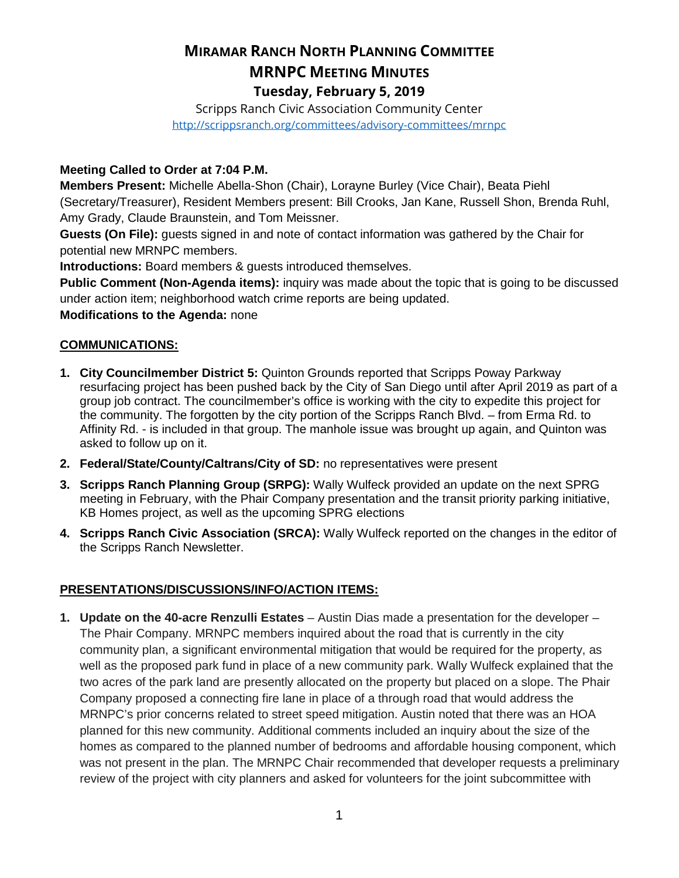# MIRAMAR RANCH NORTH PLANNING COMMITTEE

# MRNPC MEETING MINUTES

## Tuesday, February 5, 2019

Scripps Ranch Civic Association Community Center

http://scrippsranch.org/committees/advisory-committees/mrnpc

**Meeting Called to Order at 7:04 P.M.**

**Members Present:** Michelle Abella-Shon (Chair), Lorayne Burley (Vice Chair), Beata Piehl (Secretary/Treasurer), Resident Members present: Bill Crooks, Jan Kane, Russell Shon, Brenda Ruhl, Amy Grady, Claude Braunstein, and Tom Meissner.

**Guests (On File):** guests signed in and note of contact information was gathered by the Chair for potential new MRNPC members.

**Introductions:** Board members & guests introduced themselves.

**Public Comment (Non-Agenda items):** inquiry was made about the topic that is going to be discussed under action item; neighborhood watch crime reports are being updated.

**Modifications to the Agenda:** none

**COMMUNICATIONS:**

1. **City Councilmember District 5:** Quinton Grounds reported that Scripps Poway Parkway resurfacing project has been pushed back by the City of San Diego until after April 2019 as part of a group job contract. The councilmember's office is working with the city to expedite this project for the community. The forgotten by the city portion of the Scripps Ranch Blvd. – from Erma Rd. to Affinity Rd. - is included in that group. The manhole issue was brought up again, and Quinton was asked to follow up on it.
2. **Federal/State/County/Caltrans/City of SD:** no representatives were present
3. **Scripps Ranch Planning Group (SRPG):** Wally Wulfeck provided an update on the next SPRG meeting in February, with the Phair Company presentation and the transit priority parking initiative, KB Homes project, as well as the upcoming SPRG elections
4. **Scripps Ranch Civic Association (SRCA):** Wally Wulfeck reported on the changes in the editor of the Scripps Ranch Newsletter.

**PRESENTATIONS/DISCUSSIONS/INFO/ACTION ITEMS:**

1. **Update on the 40-acre Renzulli Estates** – Austin Dias made a presentation for the developer – The Phair Company. MRNPC members inquired about the road that is currently in the city community plan, a significant environmental mitigation that would be required for the property, as well as the proposed park fund in place of a new community park. Wally Wulfeck explained that the two acres of the park land are presently allocated on the property but placed on a slope. The Phair Company proposed a connecting fire lane in place of a through road that would address the MRNPC's prior concerns related to street speed mitigation. Austin noted that there was an HOA planned for this new community. Additional comments included an inquiry about the size of the homes as compared to the planned number of bedrooms and affordable housing component, which was not present in the plan. The MRNPC Chair recommended that developer requests a preliminary review of the project with city planners and asked for volunteers for the joint subcommittee with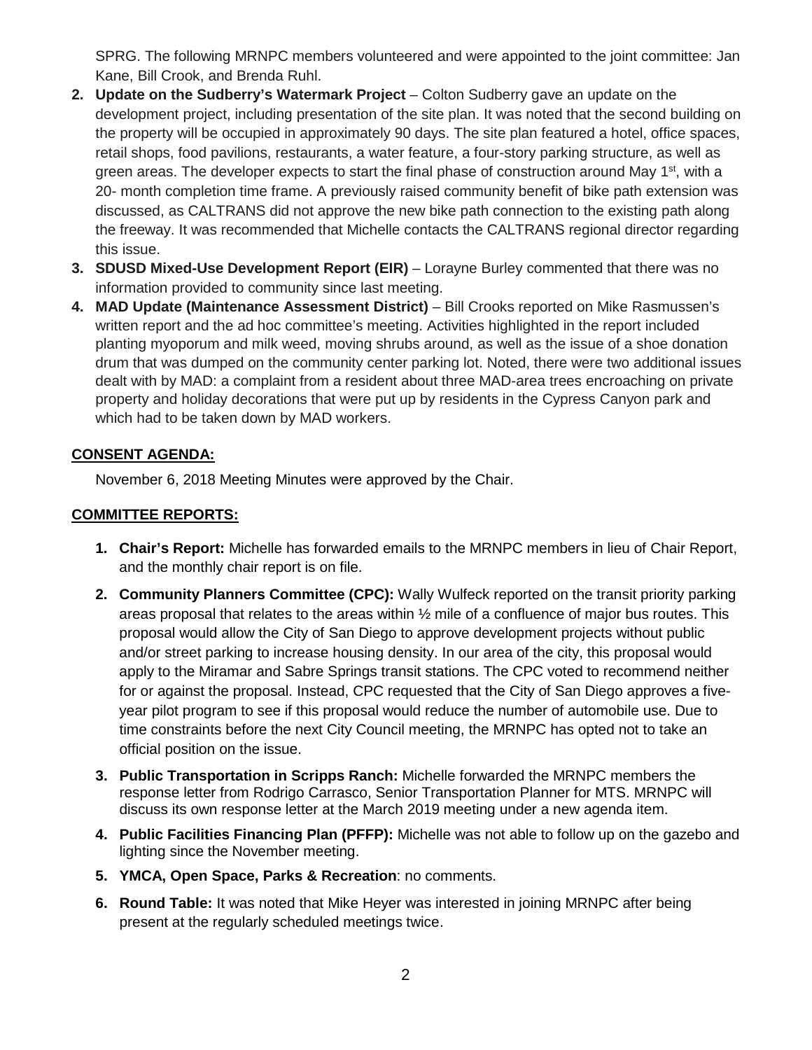SPRG. The following MRNPC members volunteered and were appointed to the joint committee: Jan Kane, Bill Crook, and Brenda Ruhl.

2. **Update on the Sudberry's Watermark Project** – Colton Sudberry gave an update on the development project, including presentation of the site plan. It was noted that the second building on the property will be occupied in approximately 90 days. The site plan featured a hotel, office spaces, retail shops, food pavilions, restaurants, a water feature, a four-story parking structure, as well as green areas. The developer expects to start the final phase of construction around May 1st, with a 20- month completion time frame. A previously raised community benefit of bike path extension was discussed, as CALTRANS did not approve the new bike path connection to the existing path along the freeway. It was recommended that Michelle contacts the CALTRANS regional director regarding this issue.
3. **SDUSD Mixed-Use Development Report (EIR)** – Lorayne Burley commented that there was no information provided to community since last meeting.
4. **MAD Update (Maintenance Assessment District)** – Bill Crooks reported on Mike Rasmussen's written report and the ad hoc committee's meeting. Activities highlighted in the report included planting myoporum and milk weed, moving shrubs around, as well as the issue of a shoe donation drum that was dumped on the community center parking lot. Noted, there were two additional issues dealt with by MAD: a complaint from a resident about three MAD-area trees encroaching on private property and holiday decorations that were put up by residents in the Cypress Canyon park and which had to be taken down by MAD workers.

## CONSENT AGENDA:

November 6, 2018 Meeting Minutes were approved by the Chair.

## COMMITTEE REPORTS:

1. **Chair's Report:** Michelle has forwarded emails to the MRNPC members in lieu of Chair Report, and the monthly chair report is on file.
2. **Community Planners Committee (CPC):** Wally Wulfeck reported on the transit priority parking areas proposal that relates to the areas within ½ mile of a confluence of major bus routes. This proposal would allow the City of San Diego to approve development projects without public and/or street parking to increase housing density. In our area of the city, this proposal would apply to the Miramar and Sabre Springs transit stations. The CPC voted to recommend neither for or against the proposal. Instead, CPC requested that the City of San Diego approves a five-year pilot program to see if this proposal would reduce the number of automobile use. Due to time constraints before the next City Council meeting, the MRNPC has opted not to take an official position on the issue.
3. **Public Transportation in Scripps Ranch:** Michelle forwarded the MRNPC members the response letter from Rodrigo Carrasco, Senior Transportation Planner for MTS. MRNPC will discuss its own response letter at the March 2019 meeting under a new agenda item.
4. **Public Facilities Financing Plan (PFFP):** Michelle was not able to follow up on the gazebo and lighting since the November meeting.
5. **YMCA, Open Space, Parks & Recreation**: no comments.
6. **Round Table:** It was noted that Mike Heyer was interested in joining MRNPC after being present at the regularly scheduled meetings twice.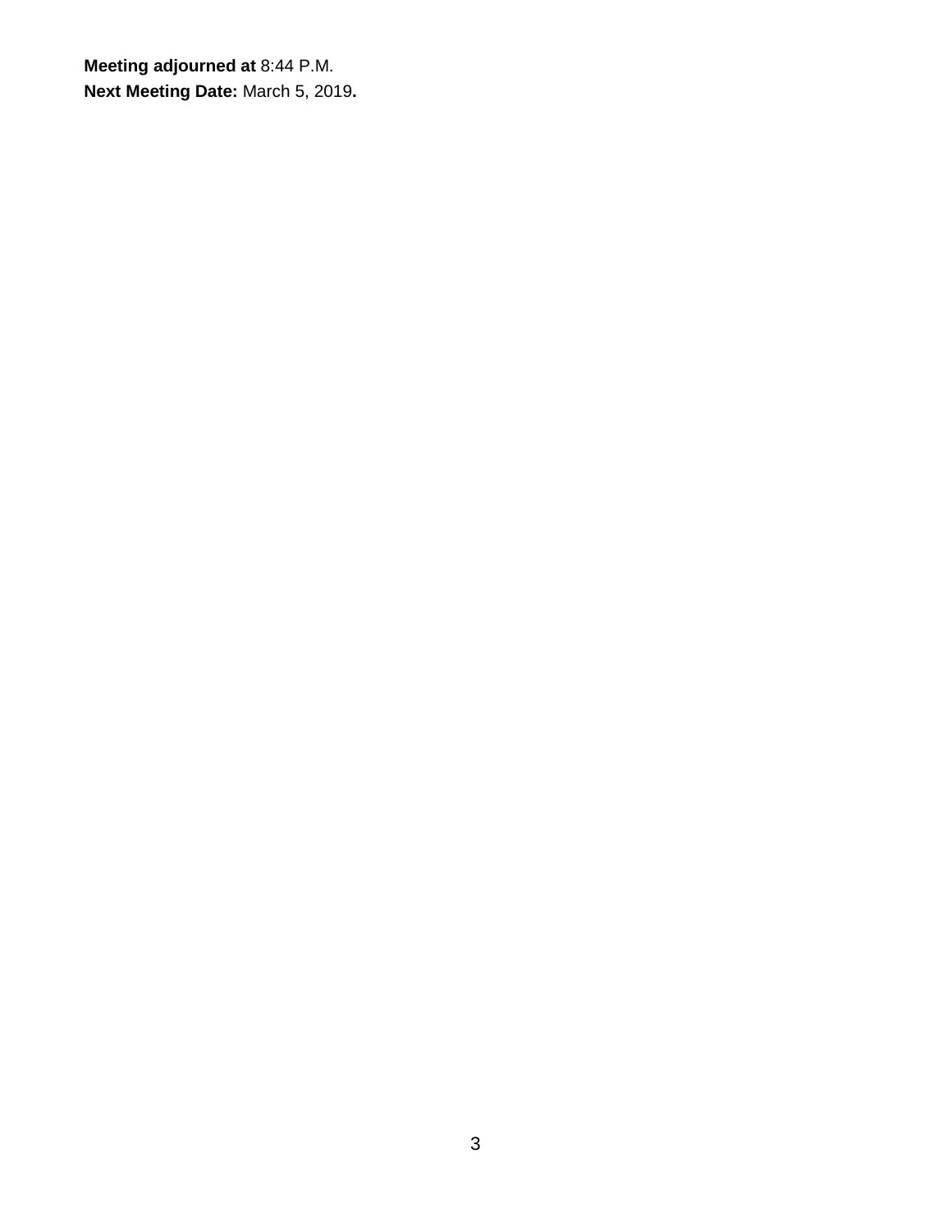**Meeting adjourned at** 8:44 P.M.
**Next Meeting Date:** March 5, 2019**.**